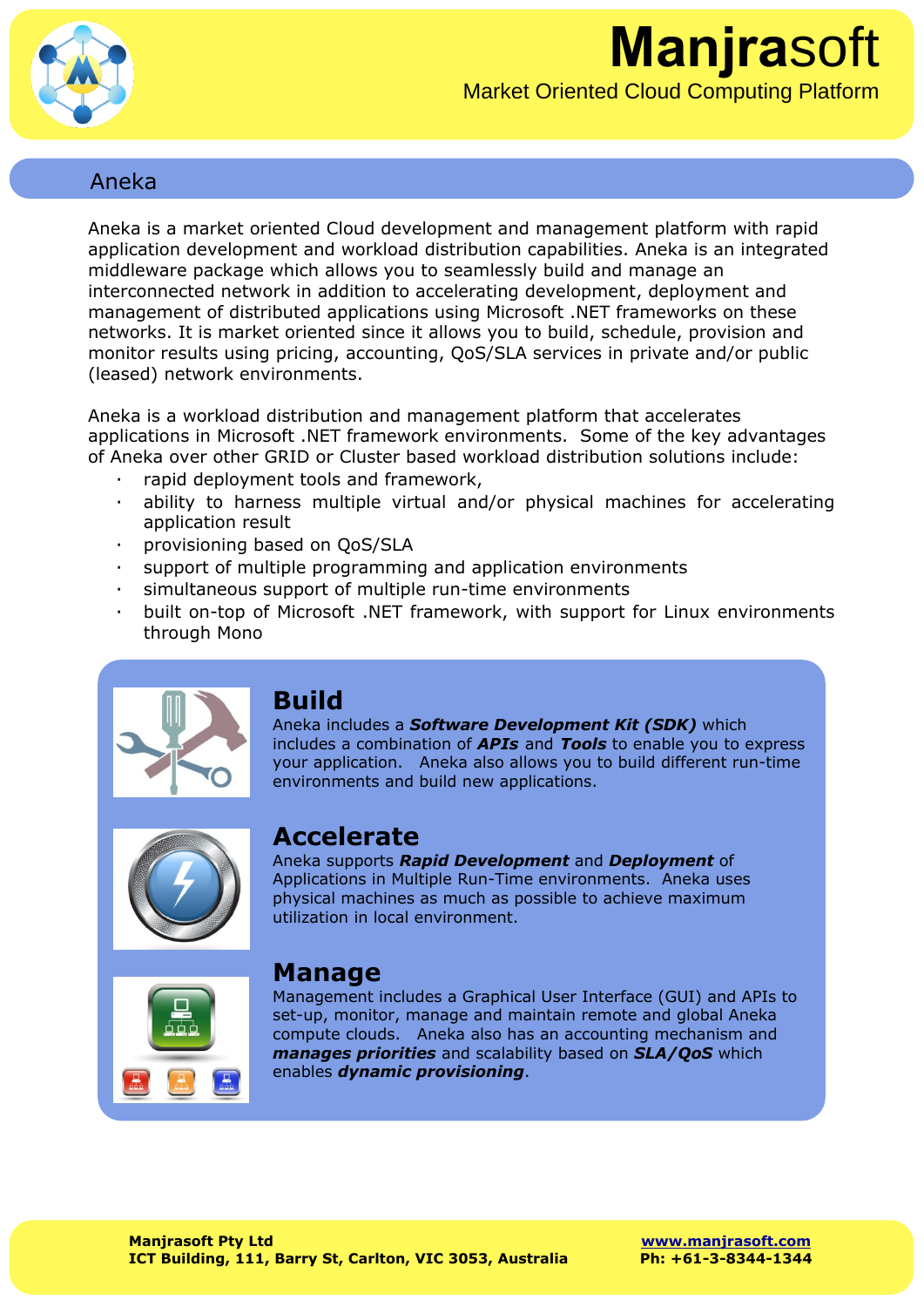# Manjrasoft

Market Oriented Cloud Computing Platform

## Aneka

Aneka is a market oriented Cloud development and management platform with rapid application development and workload distribution capabilities. Aneka is an integrated middleware package which allows you to seamlessly build and manage an interconnected network in addition to accelerating development, deployment and management of distributed applications using Microsoft .NET frameworks on these networks. It is market oriented since it allows you to build, schedule, provision and monitor results using pricing, accounting, QoS/SLA services in private and/or public (leased) network environments.

Aneka is a workload distribution and management platform that accelerates applications in Microsoft .NET framework environments. Some of the key advantages of Aneka over other GRID or Cluster based workload distribution solutions include:

- rapid deployment tools and framework,
- ability to harness multiple virtual and/or physical machines for accelerating application result
- provisioning based on QoS/SLA
- support of multiple programming and application environments
- simultaneous support of multiple run-time environments
- built on-top of Microsoft .NET framework, with support for Linux environments through Mono

### Build

Aneka includes a ***Software Development Kit (SDK)*** which includes a combination of ***APIs*** and ***Tools*** to enable you to express your application. Aneka also allows you to build different run-time environments and build new applications.

### Accelerate

Aneka supports ***Rapid Development*** and ***Deployment*** of Applications in Multiple Run-Time environments. Aneka uses physical machines as much as possible to achieve maximum utilization in local environment.

### Manage

Management includes a Graphical User Interface (GUI) and APIs to set-up, monitor, manage and maintain remote and global Aneka compute clouds. Aneka also has an accounting mechanism and ***manages priorities*** and scalability based on ***SLA/QoS*** which enables ***dynamic provisioning***.

**Manjrasoft Pty Ltd**
**ICT Building, 111, Barry St, Carlton, VIC 3053, Australia**

**www.manjrasoft.com**
**Ph: +61-3-8344-1344**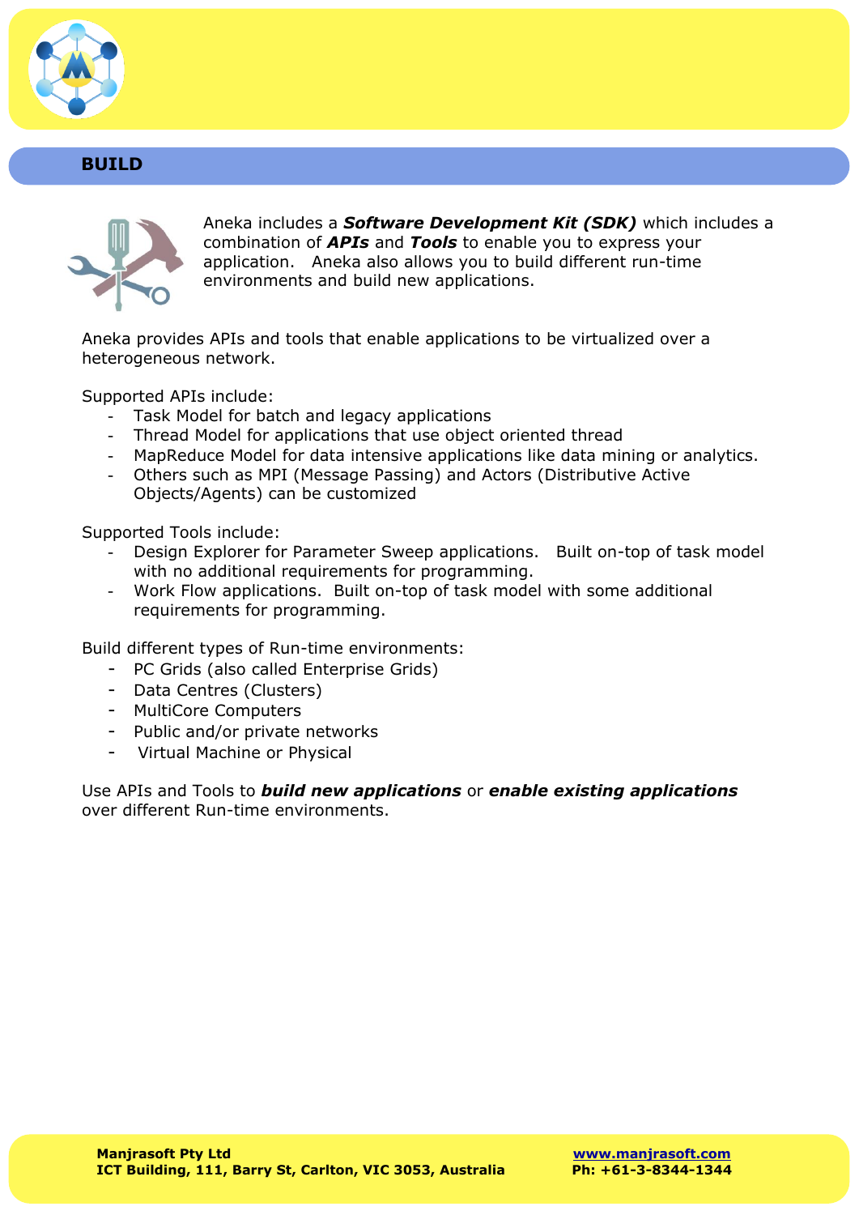## BUILD

Aneka includes a ***Software Development Kit (SDK)*** which includes a combination of ***APIs*** and ***Tools*** to enable you to express your application. Aneka also allows you to build different run-time environments and build new applications.

Aneka provides APIs and tools that enable applications to be virtualized over a heterogeneous network.

Supported APIs include:

- Task Model for batch and legacy applications
- Thread Model for applications that use object oriented thread
- MapReduce Model for data intensive applications like data mining or analytics.
- Others such as MPI (Message Passing) and Actors (Distributive Active Objects/Agents) can be customized

Supported Tools include:

- Design Explorer for Parameter Sweep applications. Built on-top of task model with no additional requirements for programming.
- Work Flow applications. Built on-top of task model with some additional requirements for programming.

Build different types of Run-time environments:

- PC Grids (also called Enterprise Grids)
- Data Centres (Clusters)
- MultiCore Computers
- Public and/or private networks
- Virtual Machine or Physical

Use APIs and Tools to ***build new applications*** or ***enable existing applications*** over different Run-time environments.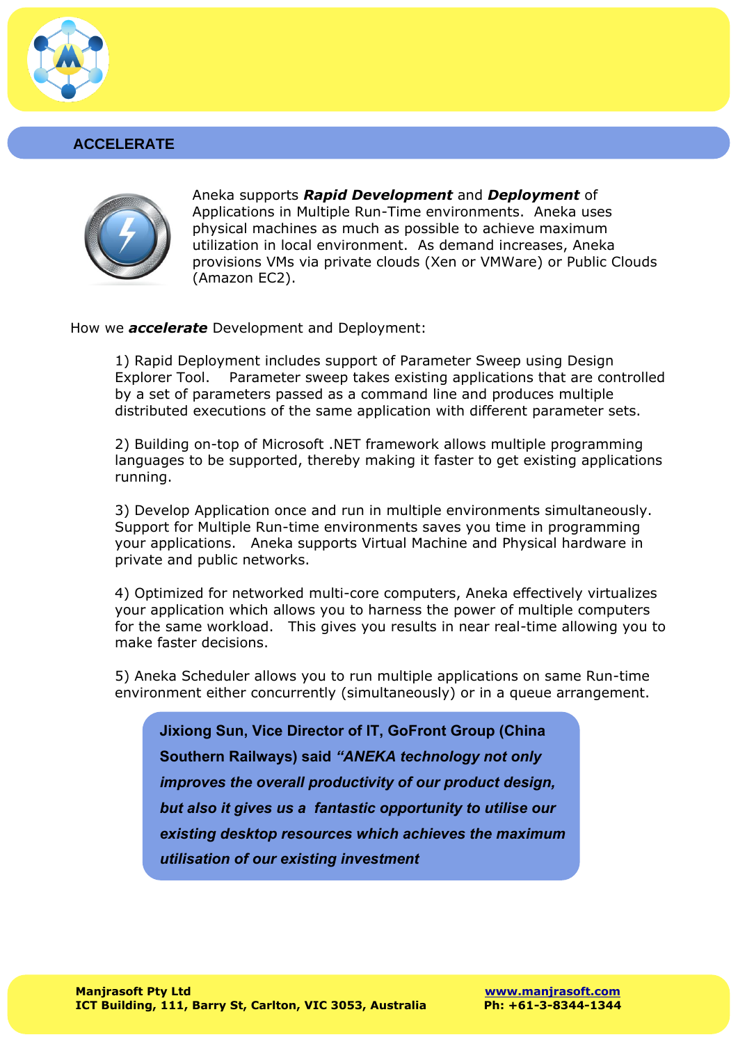## ACCELERATE

Aneka supports ***Rapid Development*** and ***Deployment*** of Applications in Multiple Run-Time environments. Aneka uses physical machines as much as possible to achieve maximum utilization in local environment. As demand increases, Aneka provisions VMs via private clouds (Xen or VMWare) or Public Clouds (Amazon EC2).

How we ***accelerate*** Development and Deployment:

1) Rapid Deployment includes support of Parameter Sweep using Design Explorer Tool. Parameter sweep takes existing applications that are controlled by a set of parameters passed as a command line and produces multiple distributed executions of the same application with different parameter sets.

2) Building on-top of Microsoft .NET framework allows multiple programming languages to be supported, thereby making it faster to get existing applications running.

3) Develop Application once and run in multiple environments simultaneously. Support for Multiple Run-time environments saves you time in programming your applications. Aneka supports Virtual Machine and Physical hardware in private and public networks.

4) Optimized for networked multi-core computers, Aneka effectively virtualizes your application which allows you to harness the power of multiple computers for the same workload. This gives you results in near real-time allowing you to make faster decisions.

5) Aneka Scheduler allows you to run multiple applications on same Run-time environment either concurrently (simultaneously) or in a queue arrangement.

> **Jixiong Sun, Vice Director of IT, GoFront Group (China Southern Railways) said *"ANEKA technology not only improves the overall productivity of our product design, but also it gives us a fantastic opportunity to utilise our existing desktop resources which achieves the maximum utilisation of our existing investment***

**Manjrasoft Pty Ltd**
**ICT Building, 111, Barry St, Carlton, VIC 3053, Australia**

**www.manjrasoft.com**
**Ph: +61-3-8344-1344**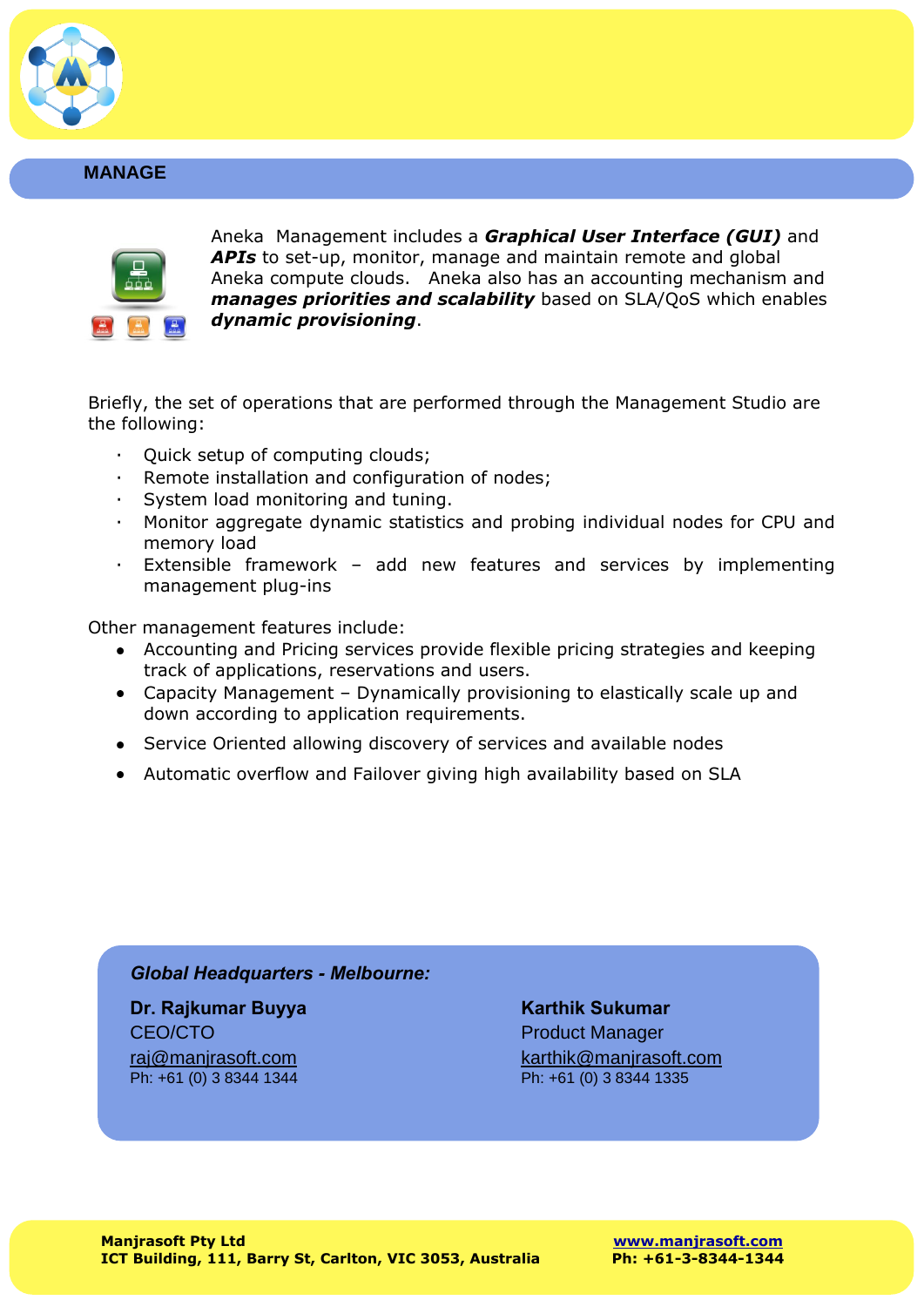## MANAGE

Aneka Management includes a ***Graphical User Interface (GUI)*** and ***APIs*** to set-up, monitor, manage and maintain remote and global Aneka compute clouds. Aneka also has an accounting mechanism and ***manages priorities and scalability*** based on SLA/QoS which enables ***dynamic provisioning***.

Briefly, the set of operations that are performed through the Management Studio are the following:

- Quick setup of computing clouds;
- Remote installation and configuration of nodes;
- System load monitoring and tuning.
- Monitor aggregate dynamic statistics and probing individual nodes for CPU and memory load
- Extensible framework – add new features and services by implementing management plug-ins

Other management features include:

- Accounting and Pricing services provide flexible pricing strategies and keeping track of applications, reservations and users.
- Capacity Management – Dynamically provisioning to elastically scale up and down according to application requirements.
- Service Oriented allowing discovery of services and available nodes
- Automatic overflow and Failover giving high availability based on SLA

***Global Headquarters - Melbourne:***

**Dr. Rajkumar Buyya**
CEO/CTO
raj@manjrasoft.com
Ph: +61 (0) 3 8344 1344

**Karthik Sukumar**
Product Manager
karthik@manjrasoft.com
Ph: +61 (0) 3 8344 1335

**Manjrasoft Pty Ltd**
**ICT Building, 111, Barry St, Carlton, VIC 3053, Australia**

**www.manjrasoft.com**
**Ph: +61-3-8344-1344**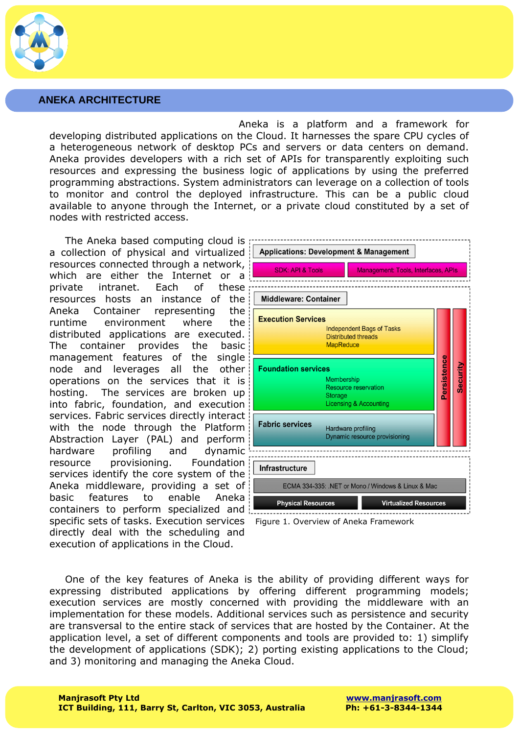## ANEKA ARCHITECTURE

Aneka is a platform and a framework for developing distributed applications on the Cloud. It harnesses the spare CPU cycles of a heterogeneous network of desktop PCs and servers or data centers on demand. Aneka provides developers with a rich set of APIs for transparently exploiting such resources and expressing the business logic of applications by using the preferred programming abstractions. System administrators can leverage on a collection of tools to monitor and control the deployed infrastructure. This can be a public cloud available to anyone through the Internet, or a private cloud constituted by a set of nodes with restricted access.

The Aneka based computing cloud is a collection of physical and virtualized resources connected through a network, which are either the Internet or a private intranet. Each of these resources hosts an instance of the Aneka Container representing the runtime environment where the distributed applications are executed. The container provides the basic management features of the single node and leverages all the other operations on the services that it is hosting. The services are broken up into fabric, foundation, and execution services. Fabric services directly interact with the node through the Platform Abstraction Layer (PAL) and perform hardware profiling and dynamic resource provisioning. Foundation services identify the core system of the Aneka middleware, providing a set of basic features to enable Aneka containers to perform specialized and specific sets of tasks. Execution services directly deal with the scheduling and execution of applications in the Cloud.

Applications: Development & Management
- SDK: API & Tools
- Management: Tools, Interfaces, APIs

Middleware: Container
- Execution Services: Independent Bags of Tasks, Distributed threads, MapReduce
- Foundation services: Membership, Resource reservation, Storage, Licensing & Accounting
- Fabric services: Hardware profiling, Dynamic resource provisioning
- Persistence
- Security

Infrastructure
- ECMA 334-335: .NET or Mono / Windows & Linux & Mac
- Physical Resources
- Virtualized Resources

Figure 1. Overview of Aneka Framework

One of the key features of Aneka is the ability of providing different ways for expressing distributed applications by offering different programming models; execution services are mostly concerned with providing the middleware with an implementation for these models. Additional services such as persistence and security are transversal to the entire stack of services that are hosted by the Container. At the application level, a set of different components and tools are provided to: 1) simplify the development of applications (SDK); 2) porting existing applications to the Cloud; and 3) monitoring and managing the Aneka Cloud.

**Manjrasoft Pty Ltd**
**ICT Building, 111, Barry St, Carlton, VIC 3053, Australia**
**www.manjrasoft.com**
**Ph: +61-3-8344-1344**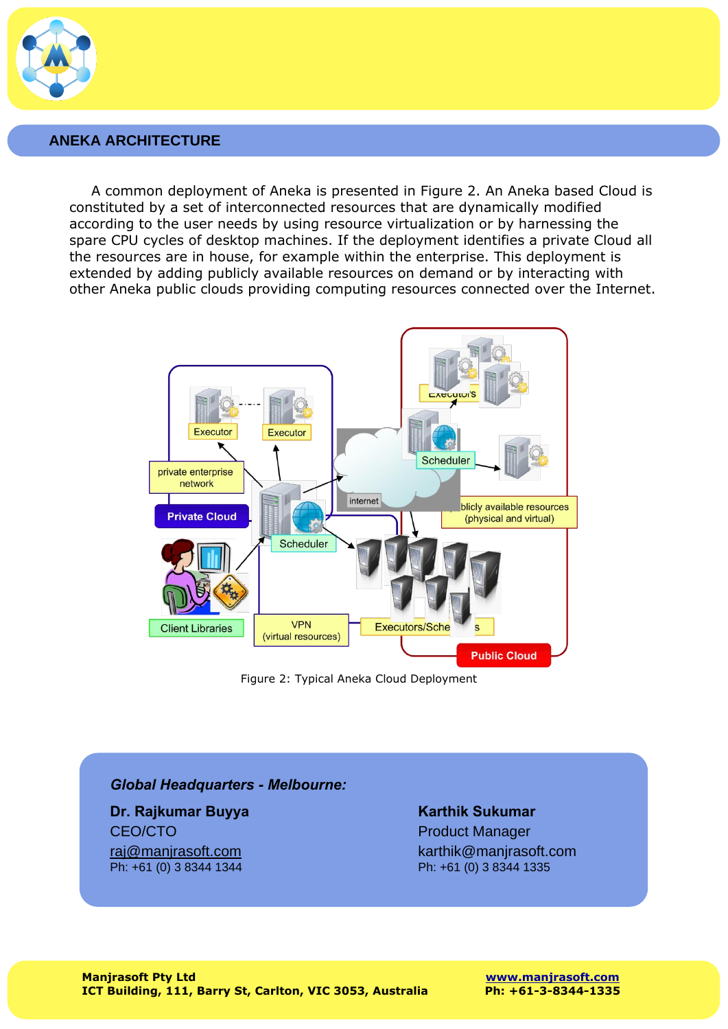## ANEKA ARCHITECTURE

A common deployment of Aneka is presented in Figure 2. An Aneka based Cloud is constituted by a set of interconnected resources that are dynamically modified according to the user needs by using resource virtualization or by harnessing the spare CPU cycles of desktop machines. If the deployment identifies a private Cloud all the resources are in house, for example within the enterprise. This deployment is extended by adding publicly available resources on demand or by interacting with other Aneka public clouds providing computing resources connected over the Internet.

Executor
Executor
private enterprise network
Private Cloud
Scheduler
Client Libraries
VPN (virtual resources)
internet
Executors
Scheduler
publicly available resources (physical and virtual)
Executors/Schedulers
Public Cloud

Figure 2: Typical Aneka Cloud Deployment

***Global Headquarters - Melbourne:***

**Dr. Rajkumar Buyya**
CEO/CTO
raj@manjrasoft.com
Ph: +61 (0) 3 8344 1344

**Karthik Sukumar**
Product Manager
karthik@manjrasoft.com
Ph: +61 (0) 3 8344 1335

**Manjrasoft Pty Ltd**
**ICT Building, 111, Barry St, Carlton, VIC 3053, Australia**

**www.manjrasoft.com**
**Ph: +61-3-8344-1335**